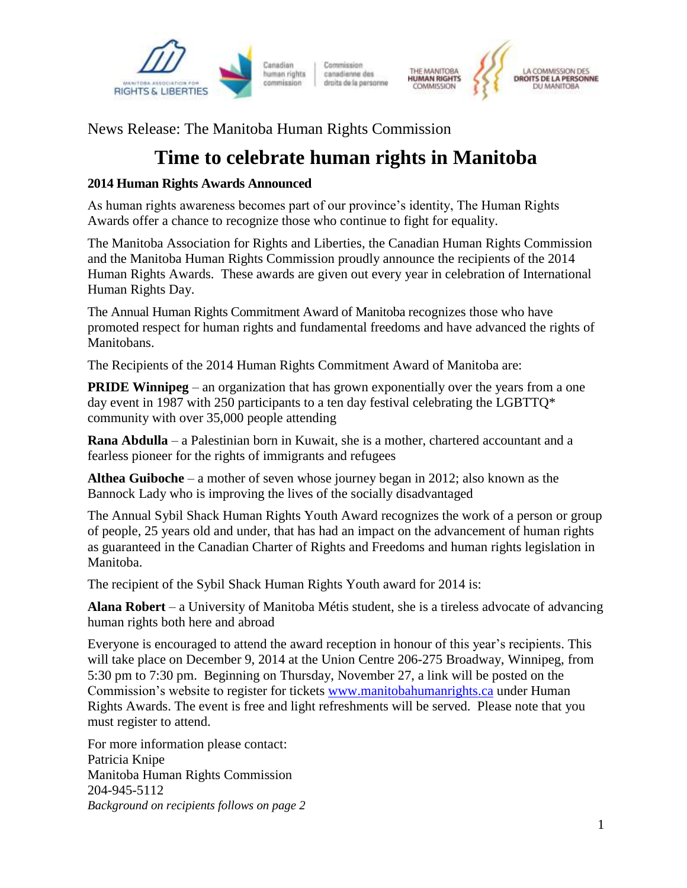News Release: The Manitoba Human Rights Commission

# Time to celebrate human rights in Manitoba

**2014 Human Rights Awards Announced**

As human rights awareness becomes part of our province's identity, The Human Rights Awards offer a chance to recognize those who continue to fight for equality.

The Manitoba Association for Rights and Liberties, the Canadian Human Rights Commission and the Manitoba Human Rights Commission proudly announce the recipients of the 2014 Human Rights Awards. These awards are given out every year in celebration of International Human Rights Day.

The Annual Human Rights Commitment Award of Manitoba recognizes those who have promoted respect for human rights and fundamental freedoms and have advanced the rights of Manitobans.

The Recipients of the 2014 Human Rights Commitment Award of Manitoba are:

**PRIDE Winnipeg** – an organization that has grown exponentially over the years from a one day event in 1987 with 250 participants to a ten day festival celebrating the LGBTTQ* community with over 35,000 people attending

**Rana Abdulla** – a Palestinian born in Kuwait, she is a mother, chartered accountant and a fearless pioneer for the rights of immigrants and refugees

**Althea Guiboche** – a mother of seven whose journey began in 2012; also known as the Bannock Lady who is improving the lives of the socially disadvantaged

The Annual Sybil Shack Human Rights Youth Award recognizes the work of a person or group of people, 25 years old and under, that has had an impact on the advancement of human rights as guaranteed in the Canadian Charter of Rights and Freedoms and human rights legislation in Manitoba.

The recipient of the Sybil Shack Human Rights Youth award for 2014 is:

**Alana Robert** – a University of Manitoba Métis student, she is a tireless advocate of advancing human rights both here and abroad

Everyone is encouraged to attend the award reception in honour of this year's recipients. This will take place on December 9, 2014 at the Union Centre 206-275 Broadway, Winnipeg, from 5:30 pm to 7:30 pm. Beginning on Thursday, November 27, a link will be posted on the Commission's website to register for tickets [www.manitobahumanrights.ca](www.manitobahumanrights.ca) under Human Rights Awards. The event is free and light refreshments will be served. Please note that you must register to attend.

For more information please contact:
Patricia Knipe
Manitoba Human Rights Commission
204-945-5112
*Background on recipients follows on page 2*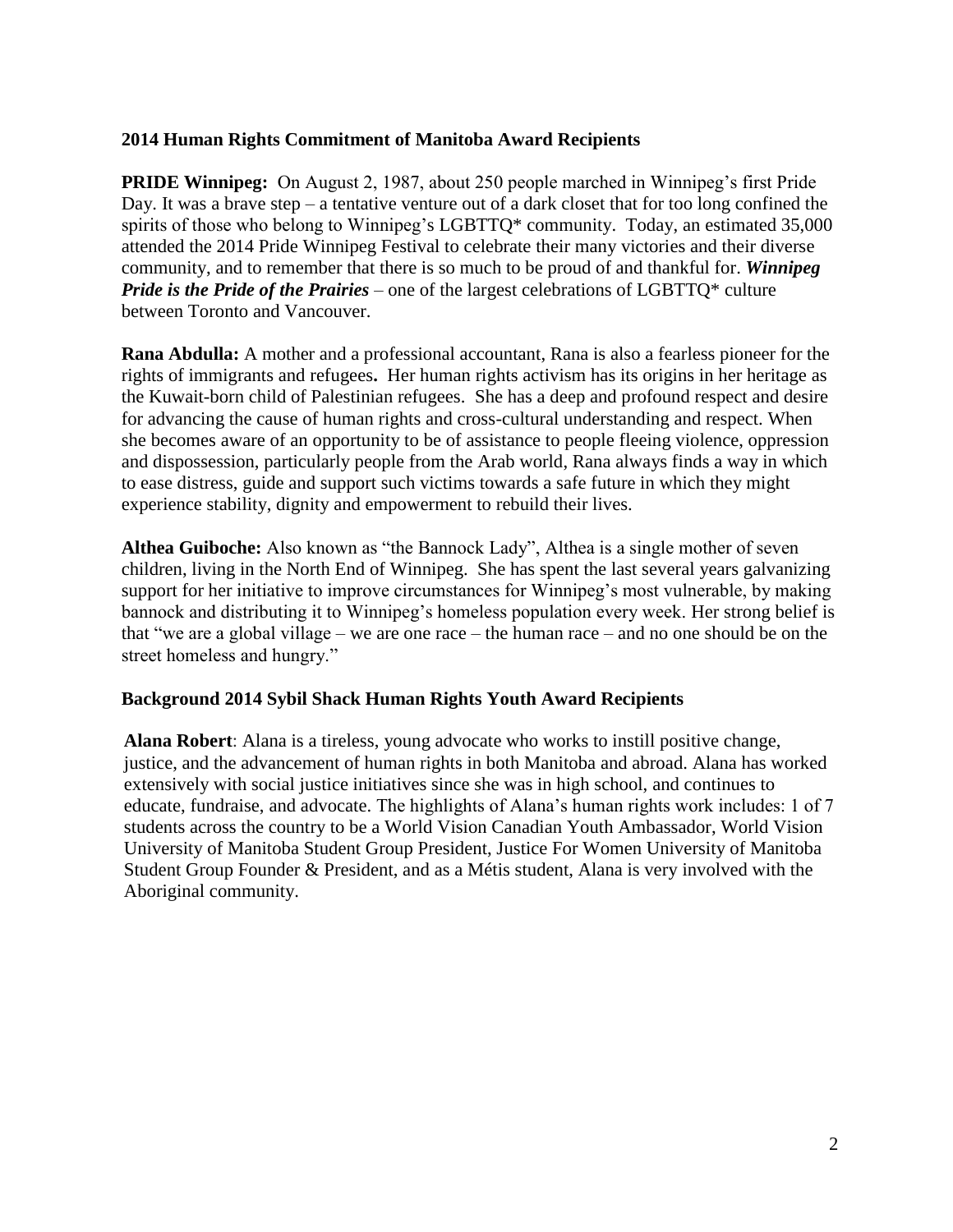## 2014 Human Rights Commitment of Manitoba Award Recipients

**PRIDE Winnipeg:** On August 2, 1987, about 250 people marched in Winnipeg's first Pride Day. It was a brave step – a tentative venture out of a dark closet that for too long confined the spirits of those who belong to Winnipeg's LGBTTQ* community. Today, an estimated 35,000 attended the 2014 Pride Winnipeg Festival to celebrate their many victories and their diverse community, and to remember that there is so much to be proud of and thankful for. ***Winnipeg Pride is the Pride of the Prairies*** – one of the largest celebrations of LGBTTQ* culture between Toronto and Vancouver.

**Rana Abdulla:** A mother and a professional accountant, Rana is also a fearless pioneer for the rights of immigrants and refugees**.** Her human rights activism has its origins in her heritage as the Kuwait-born child of Palestinian refugees. She has a deep and profound respect and desire for advancing the cause of human rights and cross-cultural understanding and respect. When she becomes aware of an opportunity to be of assistance to people fleeing violence, oppression and dispossession, particularly people from the Arab world, Rana always finds a way in which to ease distress, guide and support such victims towards a safe future in which they might experience stability, dignity and empowerment to rebuild their lives.

**Althea Guiboche:** Also known as "the Bannock Lady", Althea is a single mother of seven children, living in the North End of Winnipeg. She has spent the last several years galvanizing support for her initiative to improve circumstances for Winnipeg's most vulnerable, by making bannock and distributing it to Winnipeg's homeless population every week. Her strong belief is that "we are a global village – we are one race – the human race – and no one should be on the street homeless and hungry."

## Background 2014 Sybil Shack Human Rights Youth Award Recipients

**Alana Robert**: Alana is a tireless, young advocate who works to instill positive change, justice, and the advancement of human rights in both Manitoba and abroad. Alana has worked extensively with social justice initiatives since she was in high school, and continues to educate, fundraise, and advocate. The highlights of Alana's human rights work includes: 1 of 7 students across the country to be a World Vision Canadian Youth Ambassador, World Vision University of Manitoba Student Group President, Justice For Women University of Manitoba Student Group Founder & President, and as a Métis student, Alana is very involved with the Aboriginal community.